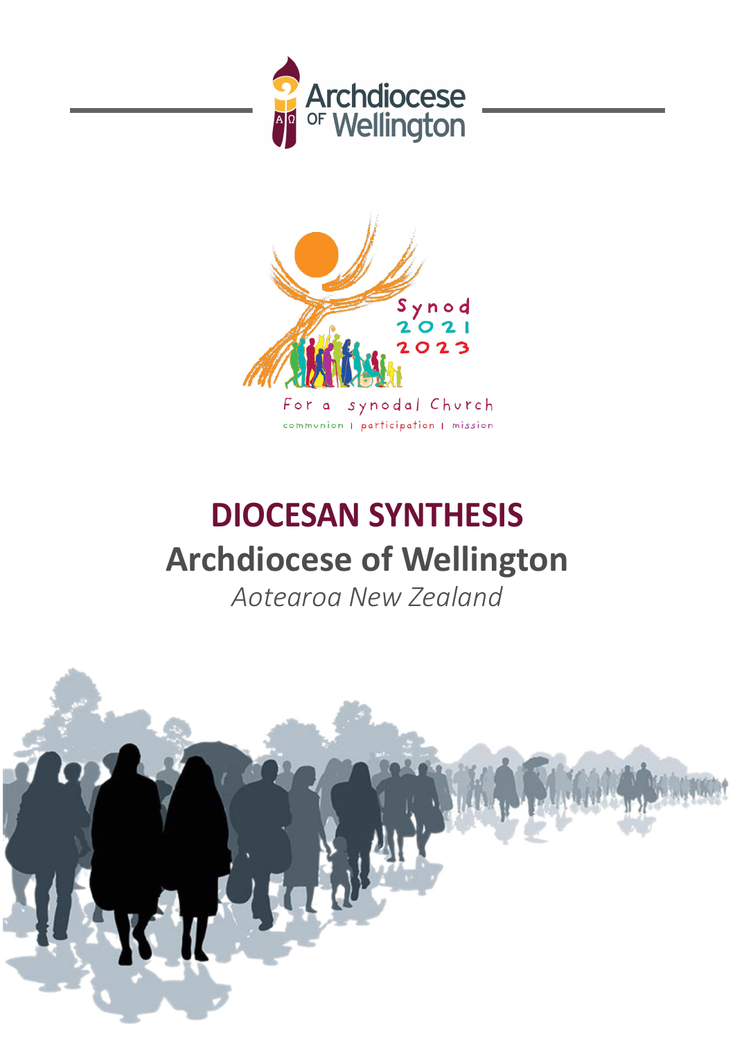Archdiocese of Wellington

Synod 2021 2023

For a synodal Church

communion | participation | mission

# DIOCESAN SYNTHESIS

## Archdiocese of Wellington

*Aotearoa New Zealand*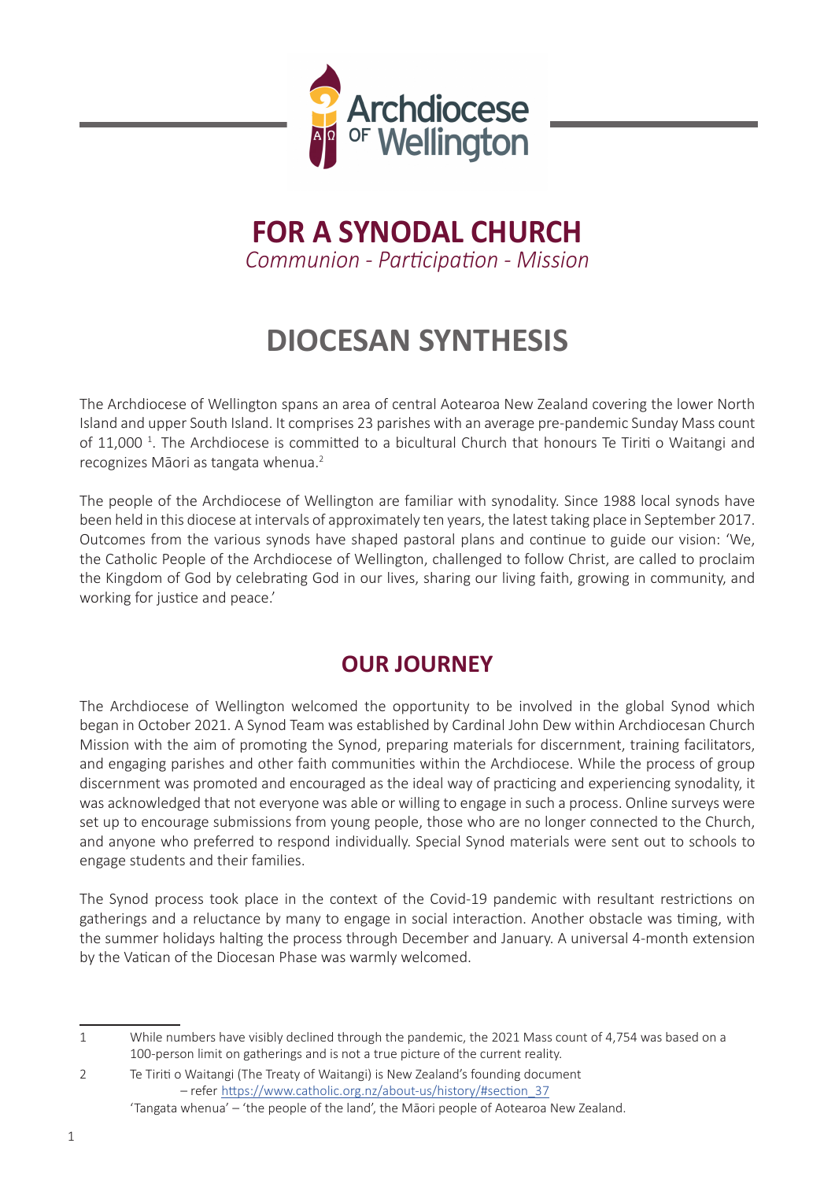# FOR A SYNODAL CHURCH

*Communion - Participation - Mission*

# DIOCESAN SYNTHESIS

The Archdiocese of Wellington spans an area of central Aotearoa New Zealand covering the lower North Island and upper South Island. It comprises 23 parishes with an average pre-pandemic Sunday Mass count of 11,000 [1]. The Archdiocese is committed to a bicultural Church that honours Te Tiriti o Waitangi and recognizes Māori as tangata whenua.[2]

The people of the Archdiocese of Wellington are familiar with synodality. Since 1988 local synods have been held in this diocese at intervals of approximately ten years, the latest taking place in September 2017. Outcomes from the various synods have shaped pastoral plans and continue to guide our vision: 'We, the Catholic People of the Archdiocese of Wellington, challenged to follow Christ, are called to proclaim the Kingdom of God by celebrating God in our lives, sharing our living faith, growing in community, and working for justice and peace.'

## OUR JOURNEY

The Archdiocese of Wellington welcomed the opportunity to be involved in the global Synod which began in October 2021. A Synod Team was established by Cardinal John Dew within Archdiocesan Church Mission with the aim of promoting the Synod, preparing materials for discernment, training facilitators, and engaging parishes and other faith communities within the Archdiocese. While the process of group discernment was promoted and encouraged as the ideal way of practicing and experiencing synodality, it was acknowledged that not everyone was able or willing to engage in such a process. Online surveys were set up to encourage submissions from young people, those who are no longer connected to the Church, and anyone who preferred to respond individually. Special Synod materials were sent out to schools to engage students and their families.

The Synod process took place in the context of the Covid-19 pandemic with resultant restrictions on gatherings and a reluctance by many to engage in social interaction. Another obstacle was timing, with the summer holidays halting the process through December and January. A universal 4-month extension by the Vatican of the Diocesan Phase was warmly welcomed.

---

1 While numbers have visibly declined through the pandemic, the 2021 Mass count of 4,754 was based on a 100-person limit on gatherings and is not a true picture of the current reality.

2 Te Tiriti o Waitangi (The Treaty of Waitangi) is New Zealand's founding document – refer https://www.catholic.org.nz/about-us/history/#section_37
'Tangata whenua' – 'the people of the land', the Māori people of Aotearoa New Zealand.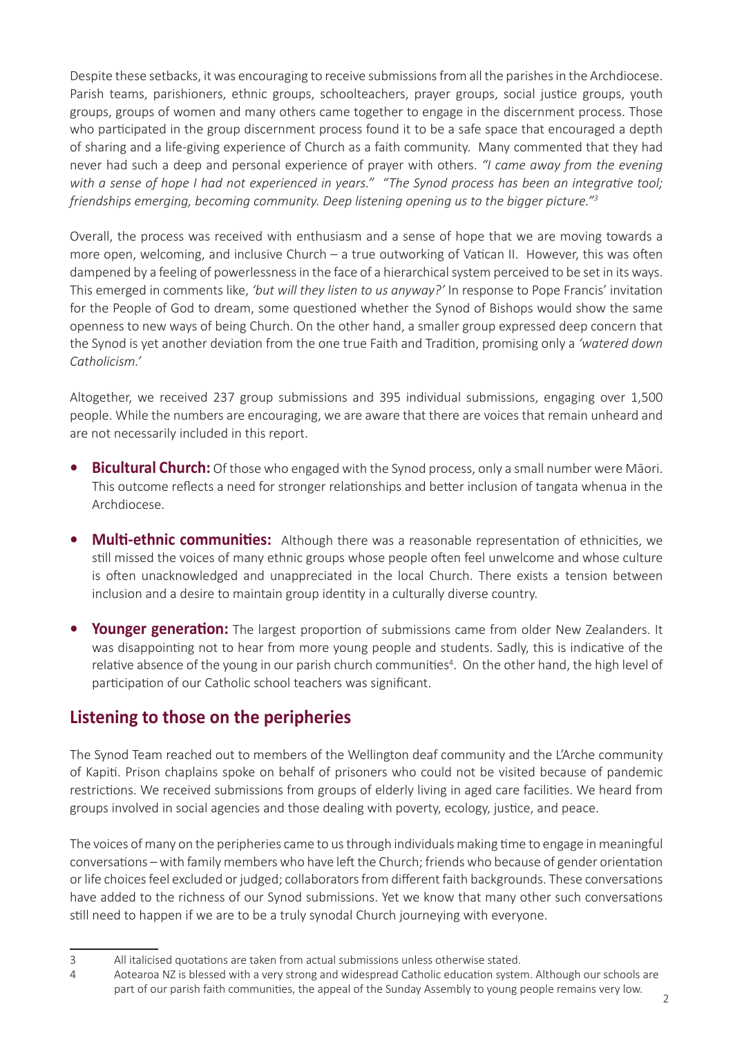Despite these setbacks, it was encouraging to receive submissions from all the parishes in the Archdiocese. Parish teams, parishioners, ethnic groups, schoolteachers, prayer groups, social justice groups, youth groups, groups of women and many others came together to engage in the discernment process. Those who participated in the group discernment process found it to be a safe space that encouraged a depth of sharing and a life-giving experience of Church as a faith community. Many commented that they had never had such a deep and personal experience of prayer with others. *"I came away from the evening with a sense of hope I had not experienced in years." "The Synod process has been an integrative tool; friendships emerging, becoming community. Deep listening opening us to the bigger picture."*[3]

Overall, the process was received with enthusiasm and a sense of hope that we are moving towards a more open, welcoming, and inclusive Church – a true outworking of Vatican II. However, this was often dampened by a feeling of powerlessness in the face of a hierarchical system perceived to be set in its ways. This emerged in comments like, *'but will they listen to us anyway?'* In response to Pope Francis' invitation for the People of God to dream, some questioned whether the Synod of Bishops would show the same openness to new ways of being Church. On the other hand, a smaller group expressed deep concern that the Synod is yet another deviation from the one true Faith and Tradition, promising only a *'watered down Catholicism.'*

Altogether, we received 237 group submissions and 395 individual submissions, engaging over 1,500 people. While the numbers are encouraging, we are aware that there are voices that remain unheard and are not necessarily included in this report.

- **Bicultural Church:** Of those who engaged with the Synod process, only a small number were Māori. This outcome reflects a need for stronger relationships and better inclusion of tangata whenua in the Archdiocese.
- **Multi-ethnic communities:** Although there was a reasonable representation of ethnicities, we still missed the voices of many ethnic groups whose people often feel unwelcome and whose culture is often unacknowledged and unappreciated in the local Church. There exists a tension between inclusion and a desire to maintain group identity in a culturally diverse country.
- **Younger generation:** The largest proportion of submissions came from older New Zealanders. It was disappointing not to hear from more young people and students. Sadly, this is indicative of the relative absence of the young in our parish church communities[4]. On the other hand, the high level of participation of our Catholic school teachers was significant.

## Listening to those on the peripheries

The Synod Team reached out to members of the Wellington deaf community and the L'Arche community of Kapiti. Prison chaplains spoke on behalf of prisoners who could not be visited because of pandemic restrictions. We received submissions from groups of elderly living in aged care facilities. We heard from groups involved in social agencies and those dealing with poverty, ecology, justice, and peace.

The voices of many on the peripheries came to us through individuals making time to engage in meaningful conversations – with family members who have left the Church; friends who because of gender orientation or life choices feel excluded or judged; collaborators from different faith backgrounds. These conversations have added to the richness of our Synod submissions. Yet we know that many other such conversations still need to happen if we are to be a truly synodal Church journeying with everyone.

---

3 All italicised quotations are taken from actual submissions unless otherwise stated.

4 Aotearoa NZ is blessed with a very strong and widespread Catholic education system. Although our schools are part of our parish faith communities, the appeal of the Sunday Assembly to young people remains very low.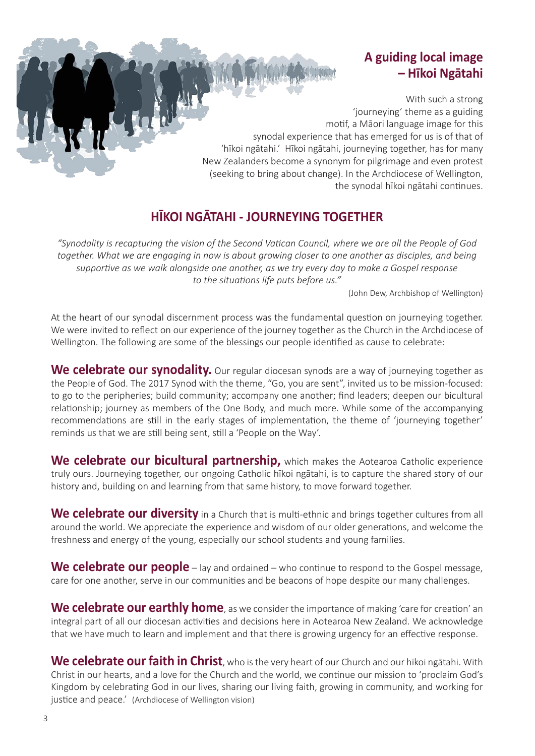## A guiding local image – Hīkoi Ngātahi

With such a strong 'journeying' theme as a guiding motif, a Māori language image for this synodal experience that has emerged for us is of that of 'hīkoi ngātahi.' Hīkoi ngātahi, journeying together, has for many New Zealanders become a synonym for pilgrimage and even protest (seeking to bring about change). In the Archdiocese of Wellington, the synodal hīkoi ngātahi continues.

## HĪKOI NGĀTAHI - JOURNEYING TOGETHER

*"Synodality is recapturing the vision of the Second Vatican Council, where we are all the People of God together. What we are engaging in now is about growing closer to one another as disciples, and being supportive as we walk alongside one another, as we try every day to make a Gospel response to the situations life puts before us."*

(John Dew, Archbishop of Wellington)

At the heart of our synodal discernment process was the fundamental question on journeying together. We were invited to reflect on our experience of the journey together as the Church in the Archdiocese of Wellington. The following are some of the blessings our people identified as cause to celebrate:

**We celebrate our synodality.** Our regular diocesan synods are a way of journeying together as the People of God. The 2017 Synod with the theme, "Go, you are sent", invited us to be mission-focused: to go to the peripheries; build community; accompany one another; find leaders; deepen our bicultural relationship; journey as members of the One Body, and much more. While some of the accompanying recommendations are still in the early stages of implementation, the theme of 'journeying together' reminds us that we are still being sent, still a 'People on the Way'.

**We celebrate our bicultural partnership,** which makes the Aotearoa Catholic experience truly ours. Journeying together, our ongoing Catholic hīkoi ngātahi, is to capture the shared story of our history and, building on and learning from that same history, to move forward together.

**We celebrate our diversity** in a Church that is multi-ethnic and brings together cultures from all around the world. We appreciate the experience and wisdom of our older generations, and welcome the freshness and energy of the young, especially our school students and young families.

**We celebrate our people** – lay and ordained – who continue to respond to the Gospel message, care for one another, serve in our communities and be beacons of hope despite our many challenges.

**We celebrate our earthly home**, as we consider the importance of making 'care for creation' an integral part of all our diocesan activities and decisions here in Aotearoa New Zealand. We acknowledge that we have much to learn and implement and that there is growing urgency for an effective response.

**We celebrate our faith in Christ**, who is the very heart of our Church and our hīkoi ngātahi. With Christ in our hearts, and a love for the Church and the world, we continue our mission to 'proclaim God's Kingdom by celebrating God in our lives, sharing our living faith, growing in community, and working for justice and peace.' (Archdiocese of Wellington vision)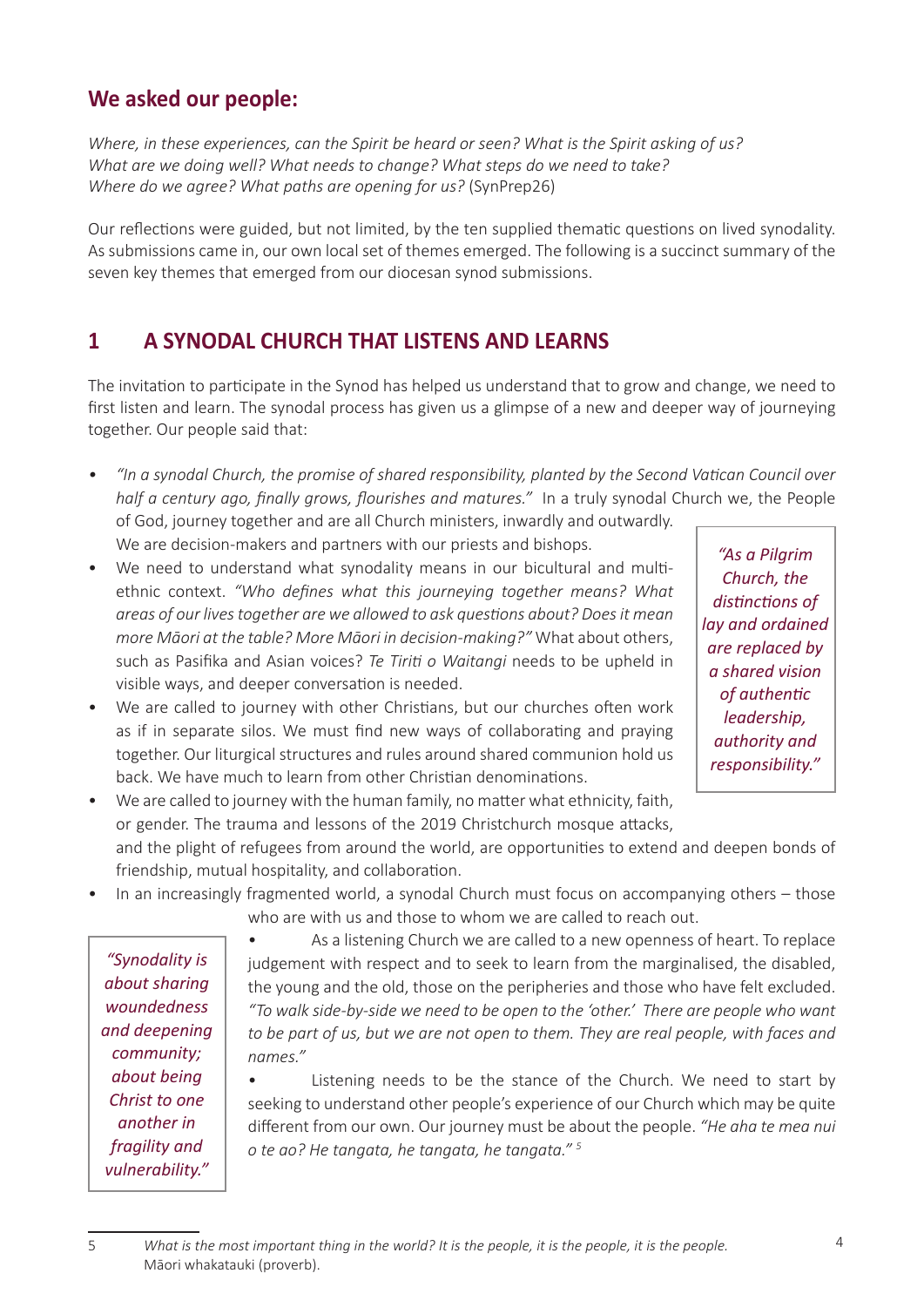## We asked our people:

*Where, in these experiences, can the Spirit be heard or seen? What is the Spirit asking of us? What are we doing well? What needs to change? What steps do we need to take? Where do we agree? What paths are opening for us?* (SynPrep26)

Our reflections were guided, but not limited, by the ten supplied thematic questions on lived synodality. As submissions came in, our own local set of themes emerged. The following is a succinct summary of the seven key themes that emerged from our diocesan synod submissions.

## 1 A SYNODAL CHURCH THAT LISTENS AND LEARNS

The invitation to participate in the Synod has helped us understand that to grow and change, we need to first listen and learn. The synodal process has given us a glimpse of a new and deeper way of journeying together. Our people said that:

- *"In a synodal Church, the promise of shared responsibility, planted by the Second Vatican Council over half a century ago, finally grows, flourishes and matures."* In a truly synodal Church we, the People of God, journey together and are all Church ministers, inwardly and outwardly. We are decision-makers and partners with our priests and bishops.
- We need to understand what synodality means in our bicultural and multi-ethnic context. *"Who defines what this journeying together means? What areas of our lives together are we allowed to ask questions about? Does it mean more Māori at the table? More Māori in decision-making?"* What about others, such as Pasifika and Asian voices? *Te Tiriti o Waitangi* needs to be upheld in visible ways, and deeper conversation is needed.
- We are called to journey with other Christians, but our churches often work as if in separate silos. We must find new ways of collaborating and praying together. Our liturgical structures and rules around shared communion hold us back. We have much to learn from other Christian denominations.
- We are called to journey with the human family, no matter what ethnicity, faith, or gender. The trauma and lessons of the 2019 Christchurch mosque attacks, and the plight of refugees from around the world, are opportunities to extend and deepen bonds of friendship, mutual hospitality, and collaboration.
- In an increasingly fragmented world, a synodal Church must focus on accompanying others – those who are with us and those to whom we are called to reach out.
- As a listening Church we are called to a new openness of heart. To replace judgement with respect and to seek to learn from the marginalised, the disabled, the young and the old, those on the peripheries and those who have felt excluded. *"To walk side-by-side we need to be open to the 'other.' There are people who want to be part of us, but we are not open to them. They are real people, with faces and names."*
- Listening needs to be the stance of the Church. We need to start by seeking to understand other people's experience of our Church which may be quite different from our own. Our journey must be about the people. *"He aha te mea nui o te ao? He tangata, he tangata, he tangata."* [5]

> *"As a Pilgrim Church, the distinctions of lay and ordained are replaced by a shared vision of authentic leadership, authority and responsibility."*

> *"Synodality is about sharing woundedness and deepening community; about being Christ to one another in fragility and vulnerability."*

5 *What is the most important thing in the world? It is the people, it is the people, it is the people.* Māori whakatauki (proverb).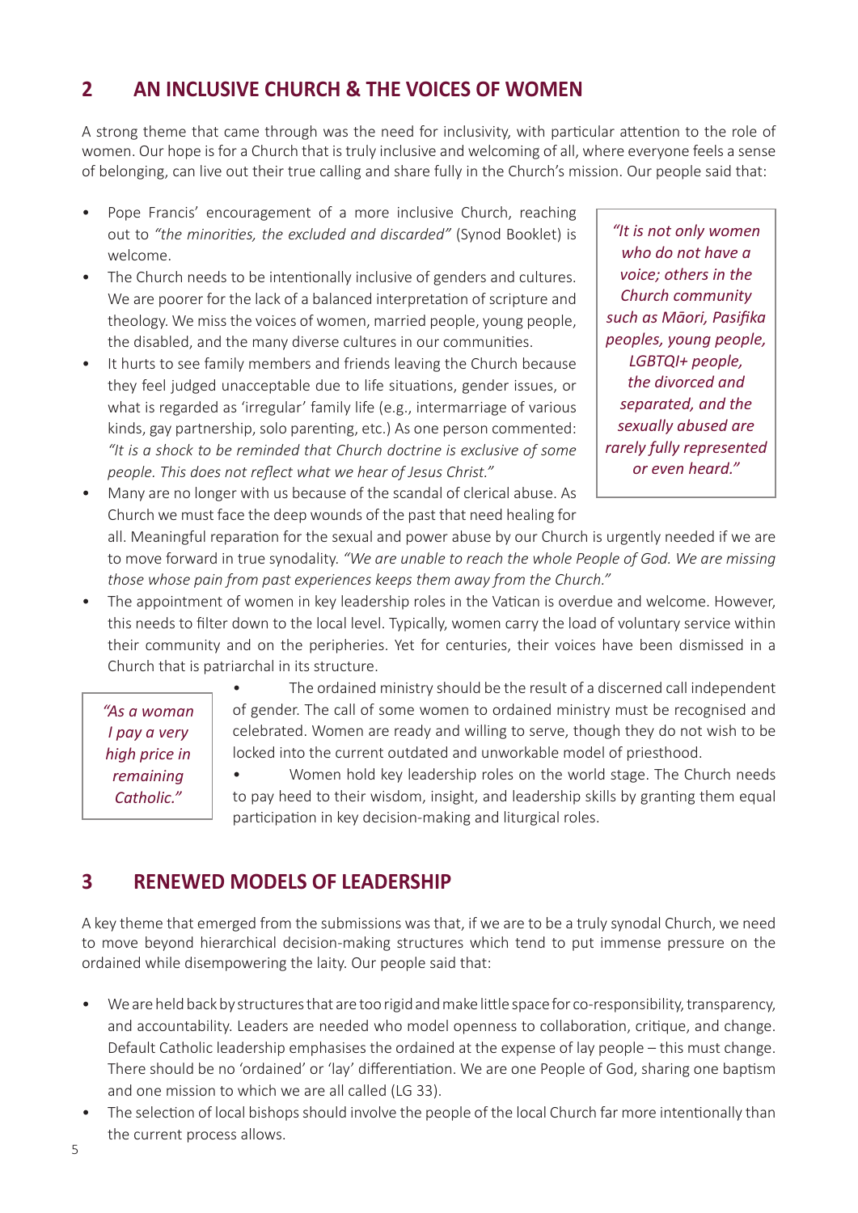## 2 AN INCLUSIVE CHURCH & THE VOICES OF WOMEN

A strong theme that came through was the need for inclusivity, with particular attention to the role of women. Our hope is for a Church that is truly inclusive and welcoming of all, where everyone feels a sense of belonging, can live out their true calling and share fully in the Church's mission. Our people said that:

- Pope Francis' encouragement of a more inclusive Church, reaching out to *"the minorities, the excluded and discarded"* (Synod Booklet) is welcome.
- The Church needs to be intentionally inclusive of genders and cultures. We are poorer for the lack of a balanced interpretation of scripture and theology. We miss the voices of women, married people, young people, the disabled, and the many diverse cultures in our communities.
- It hurts to see family members and friends leaving the Church because they feel judged unacceptable due to life situations, gender issues, or what is regarded as 'irregular' family life (e.g., intermarriage of various kinds, gay partnership, solo parenting, etc.) As one person commented: *"It is a shock to be reminded that Church doctrine is exclusive of some people. This does not reflect what we hear of Jesus Christ."*
- Many are no longer with us because of the scandal of clerical abuse. As Church we must face the deep wounds of the past that need healing for all. Meaningful reparation for the sexual and power abuse by our Church is urgently needed if we are to move forward in true synodality. *"We are unable to reach the whole People of God. We are missing those whose pain from past experiences keeps them away from the Church."*
- The appointment of women in key leadership roles in the Vatican is overdue and welcome. However, this needs to filter down to the local level. Typically, women carry the load of voluntary service within their community and on the peripheries. Yet for centuries, their voices have been dismissed in a Church that is patriarchal in its structure.
- The ordained ministry should be the result of a discerned call independent of gender. The call of some women to ordained ministry must be recognised and celebrated. Women are ready and willing to serve, though they do not wish to be locked into the current outdated and unworkable model of priesthood.
- Women hold key leadership roles on the world stage. The Church needs to pay heed to their wisdom, insight, and leadership skills by granting them equal participation in key decision-making and liturgical roles.

> *"It is not only women who do not have a voice; others in the Church community such as Māori, Pasifika peoples, young people, LGBTQI+ people, the divorced and separated, and the sexually abused are rarely fully represented or even heard."*

> *"As a woman I pay a very high price in remaining Catholic."*

## 3 RENEWED MODELS OF LEADERSHIP

A key theme that emerged from the submissions was that, if we are to be a truly synodal Church, we need to move beyond hierarchical decision-making structures which tend to put immense pressure on the ordained while disempowering the laity. Our people said that:

- We are held back by structures that are too rigid and make little space for co-responsibility, transparency, and accountability. Leaders are needed who model openness to collaboration, critique, and change. Default Catholic leadership emphasises the ordained at the expense of lay people – this must change. There should be no 'ordained' or 'lay' differentiation. We are one People of God, sharing one baptism and one mission to which we are all called (LG 33).
- The selection of local bishops should involve the people of the local Church far more intentionally than the current process allows.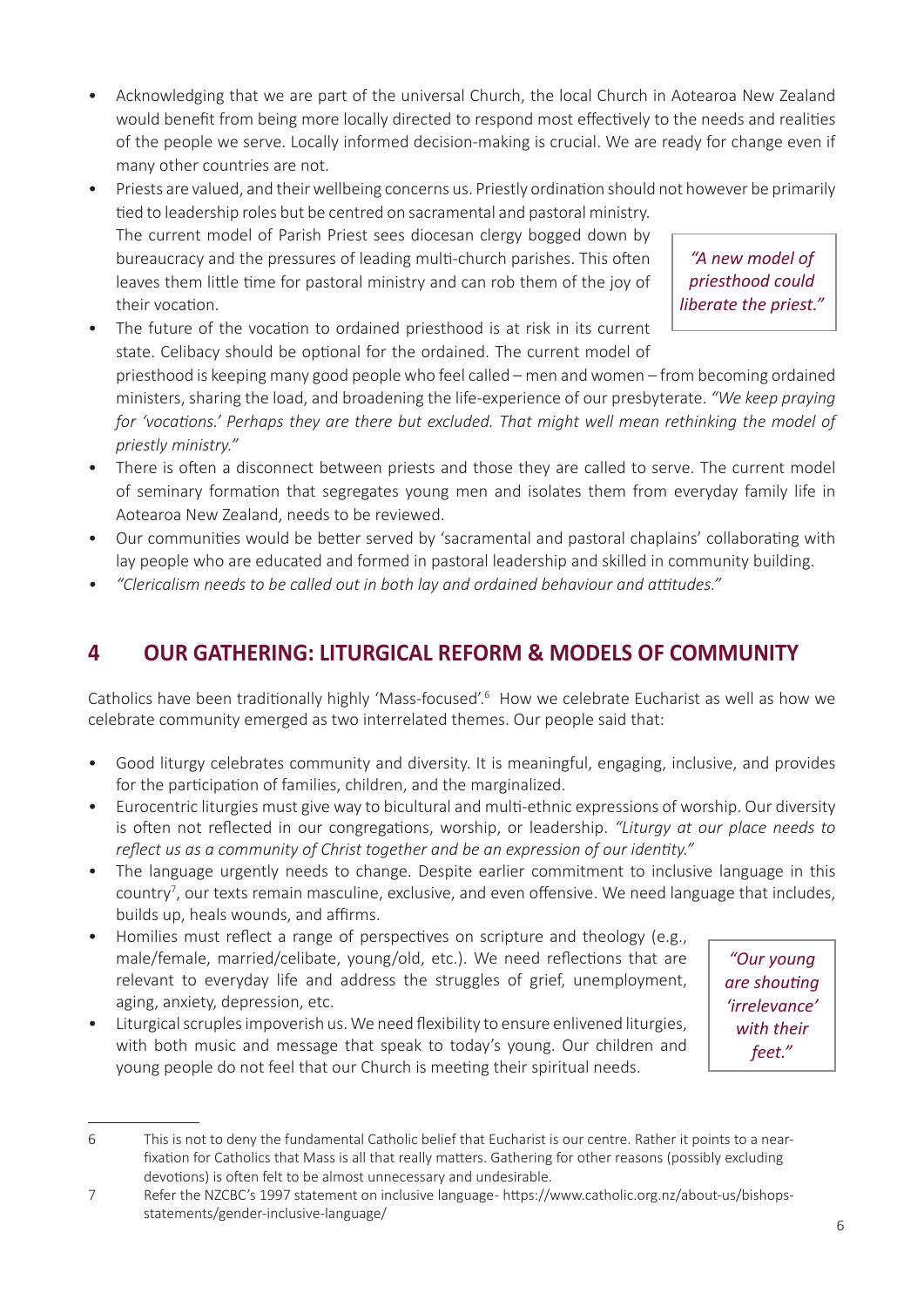- Acknowledging that we are part of the universal Church, the local Church in Aotearoa New Zealand would benefit from being more locally directed to respond most effectively to the needs and realities of the people we serve. Locally informed decision-making is crucial. We are ready for change even if many other countries are not.
- Priests are valued, and their wellbeing concerns us. Priestly ordination should not however be primarily tied to leadership roles but be centred on sacramental and pastoral ministry. The current model of Parish Priest sees diocesan clergy bogged down by bureaucracy and the pressures of leading multi-church parishes. This often leaves them little time for pastoral ministry and can rob them of the joy of their vocation.

> *"A new model of priesthood could liberate the priest."*

- The future of the vocation to ordained priesthood is at risk in its current state. Celibacy should be optional for the ordained. The current model of priesthood is keeping many good people who feel called – men and women – from becoming ordained ministers, sharing the load, and broadening the life-experience of our presbyterate. *"We keep praying for 'vocations.' Perhaps they are there but excluded. That might well mean rethinking the model of priestly ministry."*
- There is often a disconnect between priests and those they are called to serve. The current model of seminary formation that segregates young men and isolates them from everyday family life in Aotearoa New Zealand, needs to be reviewed.
- Our communities would be better served by 'sacramental and pastoral chaplains' collaborating with lay people who are educated and formed in pastoral leadership and skilled in community building.
- *"Clericalism needs to be called out in both lay and ordained behaviour and attitudes."*

## 4 OUR GATHERING: LITURGICAL REFORM & MODELS OF COMMUNITY

Catholics have been traditionally highly 'Mass-focused'.[6] How we celebrate Eucharist as well as how we celebrate community emerged as two interrelated themes. Our people said that:

- Good liturgy celebrates community and diversity. It is meaningful, engaging, inclusive, and provides for the participation of families, children, and the marginalized.
- Eurocentric liturgies must give way to bicultural and multi-ethnic expressions of worship. Our diversity is often not reflected in our congregations, worship, or leadership. *"Liturgy at our place needs to reflect us as a community of Christ together and be an expression of our identity."*
- The language urgently needs to change. Despite earlier commitment to inclusive language in this country[7], our texts remain masculine, exclusive, and even offensive. We need language that includes, builds up, heals wounds, and affirms.
- Homilies must reflect a range of perspectives on scripture and theology (e.g., male/female, married/celibate, young/old, etc.). We need reflections that are relevant to everyday life and address the struggles of grief, unemployment, aging, anxiety, depression, etc.
- Liturgical scruples impoverish us. We need flexibility to ensure enlivened liturgies, with both music and message that speak to today's young. Our children and young people do not feel that our Church is meeting their spiritual needs.

> *"Our young are shouting 'irrelevance' with their feet."*

---

6 This is not to deny the fundamental Catholic belief that Eucharist is our centre. Rather it points to a near-fixation for Catholics that Mass is all that really matters. Gathering for other reasons (possibly excluding devotions) is often felt to be almost unnecessary and undesirable.

7 Refer the NZCBC's 1997 statement on inclusive language- https://www.catholic.org.nz/about-us/bishops-statements/gender-inclusive-language/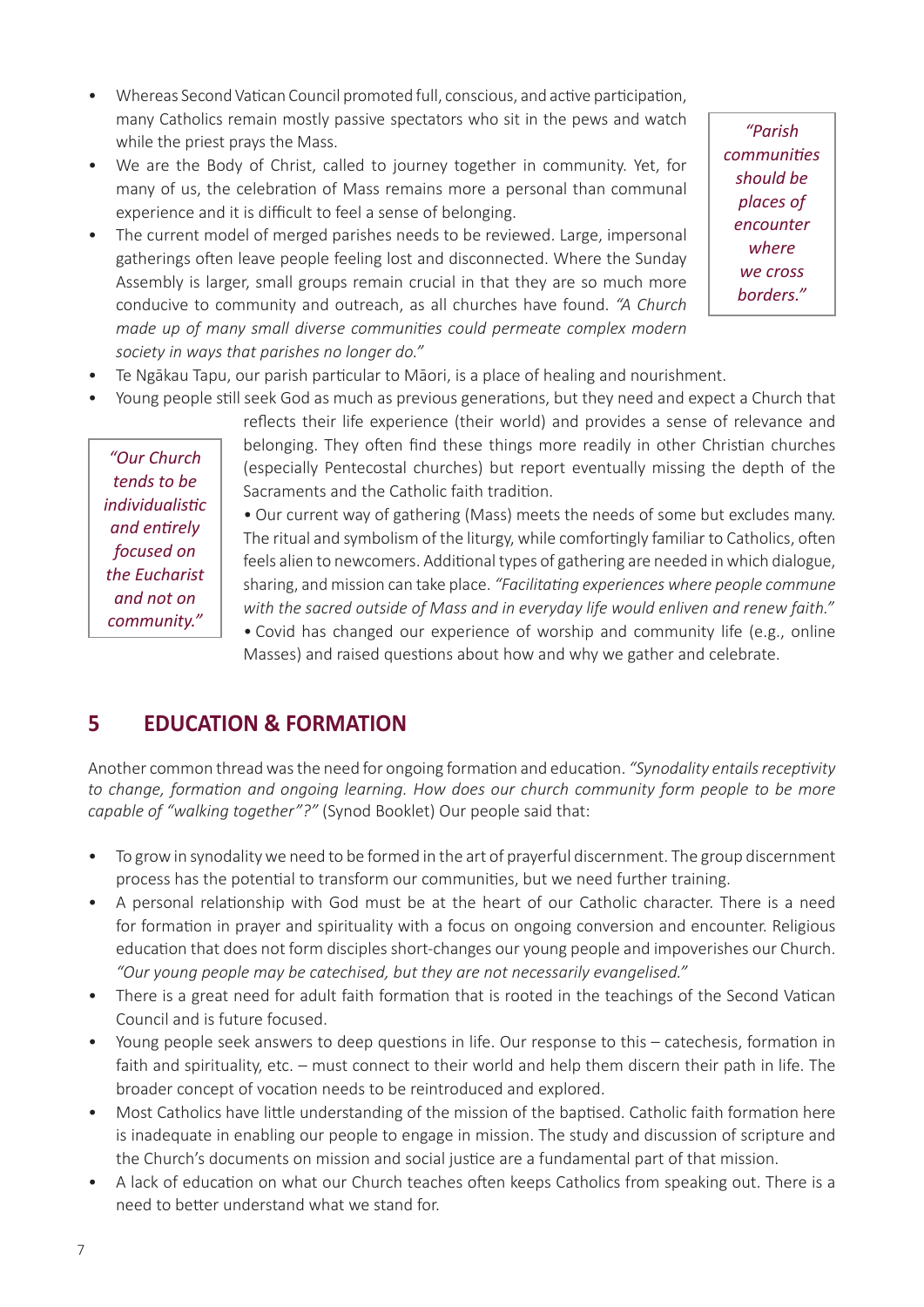- Whereas Second Vatican Council promoted full, conscious, and active participation, many Catholics remain mostly passive spectators who sit in the pews and watch while the priest prays the Mass.
- We are the Body of Christ, called to journey together in community. Yet, for many of us, the celebration of Mass remains more a personal than communal experience and it is difficult to feel a sense of belonging.
- The current model of merged parishes needs to be reviewed. Large, impersonal gatherings often leave people feeling lost and disconnected. Where the Sunday Assembly is larger, small groups remain crucial in that they are so much more conducive to community and outreach, as all churches have found. *"A Church made up of many small diverse communities could permeate complex modern society in ways that parishes no longer do."*

> *"Parish communities should be places of encounter where we cross borders."*

- Te Ngākau Tapu, our parish particular to Māori, is a place of healing and nourishment.
- Young people still seek God as much as previous generations, but they need and expect a Church that reflects their life experience (their world) and provides a sense of relevance and belonging. They often find these things more readily in other Christian churches (especially Pentecostal churches) but report eventually missing the depth of the Sacraments and the Catholic faith tradition.
- Our current way of gathering (Mass) meets the needs of some but excludes many. The ritual and symbolism of the liturgy, while comfortingly familiar to Catholics, often feels alien to newcomers. Additional types of gathering are needed in which dialogue, sharing, and mission can take place. *"Facilitating experiences where people commune with the sacred outside of Mass and in everyday life would enliven and renew faith."*
- Covid has changed our experience of worship and community life (e.g., online Masses) and raised questions about how and why we gather and celebrate.

> *"Our Church tends to be individualistic and entirely focused on the Eucharist and not on community."*

## 5 EDUCATION & FORMATION

Another common thread was the need for ongoing formation and education. *"Synodality entails receptivity to change, formation and ongoing learning. How does our church community form people to be more capable of "walking together"?"* (Synod Booklet) Our people said that:

- To grow in synodality we need to be formed in the art of prayerful discernment. The group discernment process has the potential to transform our communities, but we need further training.
- A personal relationship with God must be at the heart of our Catholic character. There is a need for formation in prayer and spirituality with a focus on ongoing conversion and encounter. Religious education that does not form disciples short-changes our young people and impoverishes our Church. *"Our young people may be catechised, but they are not necessarily evangelised."*
- There is a great need for adult faith formation that is rooted in the teachings of the Second Vatican Council and is future focused.
- Young people seek answers to deep questions in life. Our response to this – catechesis, formation in faith and spirituality, etc. – must connect to their world and help them discern their path in life. The broader concept of vocation needs to be reintroduced and explored.
- Most Catholics have little understanding of the mission of the baptised. Catholic faith formation here is inadequate in enabling our people to engage in mission. The study and discussion of scripture and the Church's documents on mission and social justice are a fundamental part of that mission.
- A lack of education on what our Church teaches often keeps Catholics from speaking out. There is a need to better understand what we stand for.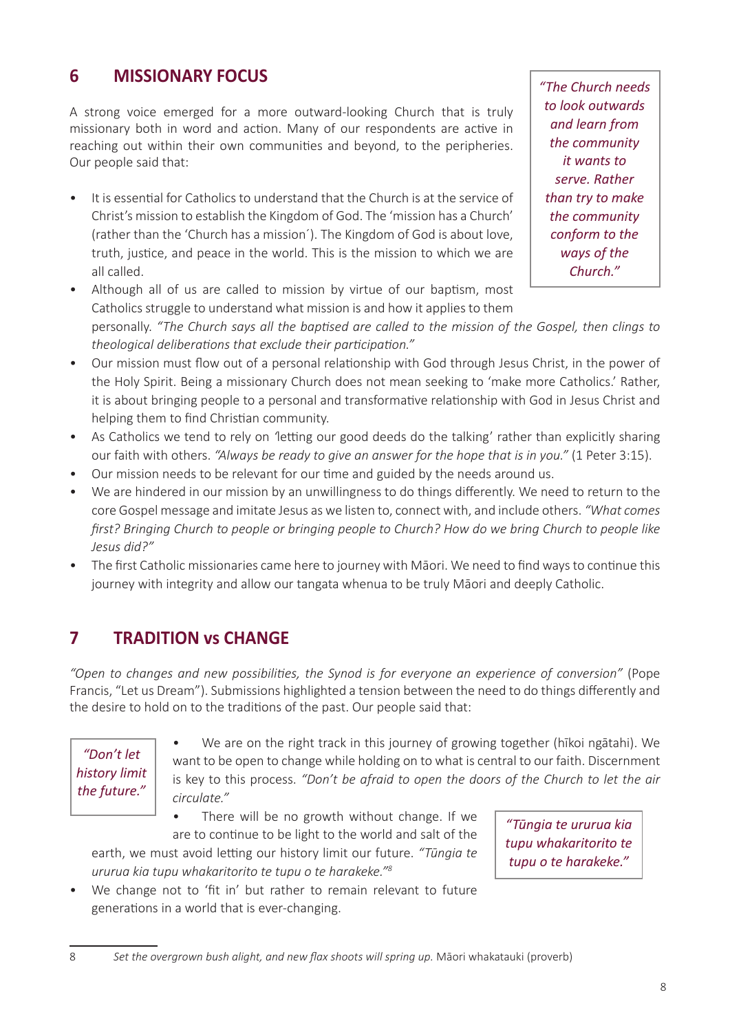## 6 MISSIONARY FOCUS

A strong voice emerged for a more outward-looking Church that is truly missionary both in word and action. Many of our respondents are active in reaching out within their own communities and beyond, to the peripheries. Our people said that:

> *"The Church needs to look outwards and learn from the community it wants to serve. Rather than try to make the community conform to the ways of the Church."*

- It is essential for Catholics to understand that the Church is at the service of Christ's mission to establish the Kingdom of God. The 'mission has a Church' (rather than the 'Church has a mission´). The Kingdom of God is about love, truth, justice, and peace in the world. This is the mission to which we are all called.
- Although all of us are called to mission by virtue of our baptism, most Catholics struggle to understand what mission is and how it applies to them personally. *"The Church says all the baptised are called to the mission of the Gospel, then clings to theological deliberations that exclude their participation."*
- Our mission must flow out of a personal relationship with God through Jesus Christ, in the power of the Holy Spirit. Being a missionary Church does not mean seeking to 'make more Catholics.' Rather, it is about bringing people to a personal and transformative relationship with God in Jesus Christ and helping them to find Christian community.
- As Catholics we tend to rely on 'letting our good deeds do the talking' rather than explicitly sharing our faith with others. *"Always be ready to give an answer for the hope that is in you."* (1 Peter 3:15).
- Our mission needs to be relevant for our time and guided by the needs around us.
- We are hindered in our mission by an unwillingness to do things differently. We need to return to the core Gospel message and imitate Jesus as we listen to, connect with, and include others. *"What comes first? Bringing Church to people or bringing people to Church? How do we bring Church to people like Jesus did?"*
- The first Catholic missionaries came here to journey with Māori. We need to find ways to continue this journey with integrity and allow our tangata whenua to be truly Māori and deeply Catholic.

## 7 TRADITION vs CHANGE

*"Open to changes and new possibilities, the Synod is for everyone an experience of conversion"* (Pope Francis, "Let us Dream"). Submissions highlighted a tension between the need to do things differently and the desire to hold on to the traditions of the past. Our people said that:

> *"Don't let history limit the future."*

- We are on the right track in this journey of growing together (hīkoi ngātahi). We want to be open to change while holding on to what is central to our faith. Discernment is key to this process. *"Don't be afraid to open the doors of the Church to let the air circulate."*
- There will be no growth without change. If we are to continue to be light to the world and salt of the earth, we must avoid letting our history limit our future. *"Tūngia te ururua kia tupu whakaritorito te tupu o te harakeke."*[8]
- We change not to 'fit in' but rather to remain relevant to future generations in a world that is ever-changing.

> *"Tūngia te ururua kia tupu whakaritorito te tupu o te harakeke."*

---

[8] *Set the overgrown bush alight, and new flax shoots will spring up.* Māori whakatauki (proverb)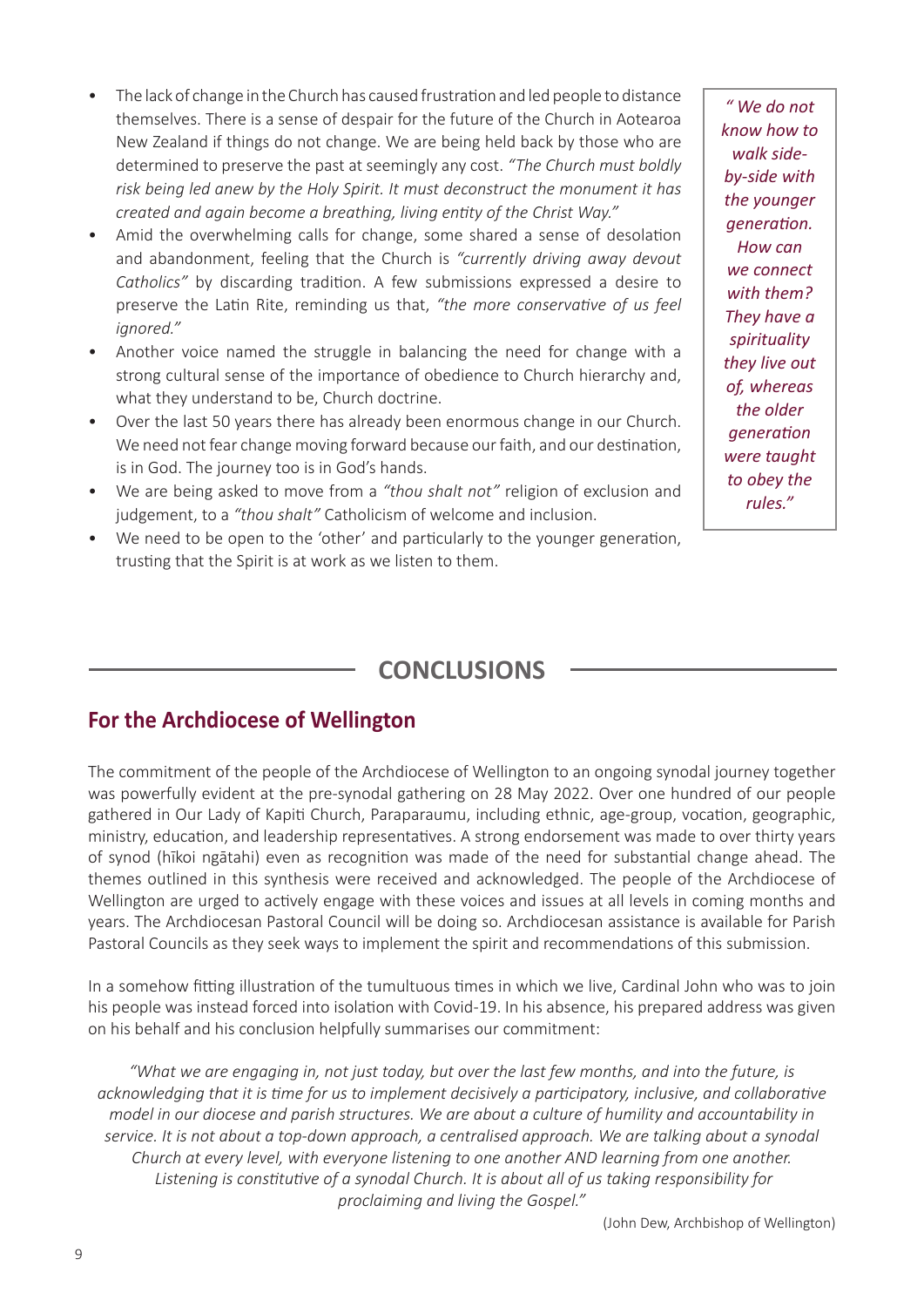- The lack of change in the Church has caused frustration and led people to distance themselves. There is a sense of despair for the future of the Church in Aotearoa New Zealand if things do not change. We are being held back by those who are determined to preserve the past at seemingly any cost. *"The Church must boldly risk being led anew by the Holy Spirit. It must deconstruct the monument it has created and again become a breathing, living entity of the Christ Way."*
- Amid the overwhelming calls for change, some shared a sense of desolation and abandonment, feeling that the Church is *"currently driving away devout Catholics"* by discarding tradition. A few submissions expressed a desire to preserve the Latin Rite, reminding us that, *"the more conservative of us feel ignored."*
- Another voice named the struggle in balancing the need for change with a strong cultural sense of the importance of obedience to Church hierarchy and, what they understand to be, Church doctrine.
- Over the last 50 years there has already been enormous change in our Church. We need not fear change moving forward because our faith, and our destination, is in God. The journey too is in God's hands.
- We are being asked to move from a *"thou shalt not"* religion of exclusion and judgement, to a *"thou shalt"* Catholicism of welcome and inclusion.
- We need to be open to the 'other' and particularly to the younger generation, trusting that the Spirit is at work as we listen to them.

*" We do not know how to walk side-by-side with the younger generation. How can we connect with them? They have a spirituality they live out of, whereas the older generation were taught to obey the rules."*

## CONCLUSIONS

### For the Archdiocese of Wellington

The commitment of the people of the Archdiocese of Wellington to an ongoing synodal journey together was powerfully evident at the pre-synodal gathering on 28 May 2022. Over one hundred of our people gathered in Our Lady of Kapiti Church, Paraparaumu, including ethnic, age-group, vocation, geographic, ministry, education, and leadership representatives. A strong endorsement was made to over thirty years of synod (hīkoi ngātahi) even as recognition was made of the need for substantial change ahead. The themes outlined in this synthesis were received and acknowledged. The people of the Archdiocese of Wellington are urged to actively engage with these voices and issues at all levels in coming months and years. The Archdiocesan Pastoral Council will be doing so. Archdiocesan assistance is available for Parish Pastoral Councils as they seek ways to implement the spirit and recommendations of this submission.

In a somehow fitting illustration of the tumultuous times in which we live, Cardinal John who was to join his people was instead forced into isolation with Covid-19. In his absence, his prepared address was given on his behalf and his conclusion helpfully summarises our commitment:

*"What we are engaging in, not just today, but over the last few months, and into the future, is acknowledging that it is time for us to implement decisively a participatory, inclusive, and collaborative model in our diocese and parish structures. We are about a culture of humility and accountability in service. It is not about a top-down approach, a centralised approach. We are talking about a synodal Church at every level, with everyone listening to one another AND learning from one another. Listening is constitutive of a synodal Church. It is about all of us taking responsibility for proclaiming and living the Gospel."*

(John Dew, Archbishop of Wellington)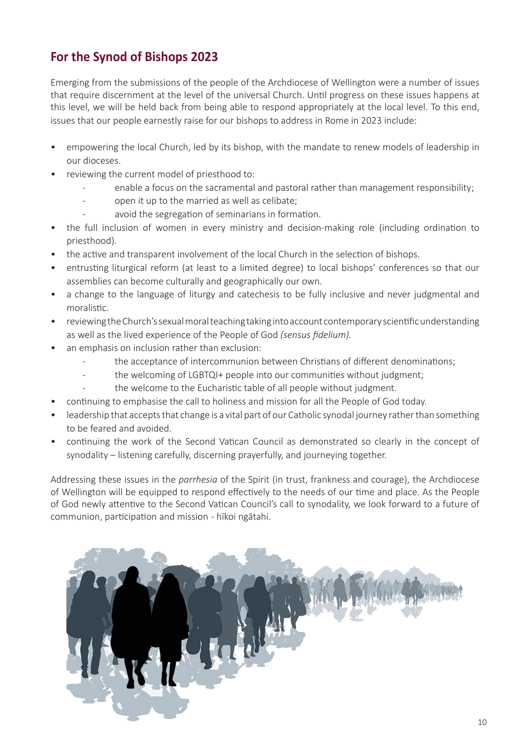## For the Synod of Bishops 2023

Emerging from the submissions of the people of the Archdiocese of Wellington were a number of issues that require discernment at the level of the universal Church. Until progress on these issues happens at this level, we will be held back from being able to respond appropriately at the local level. To this end, issues that our people earnestly raise for our bishops to address in Rome in 2023 include:

- empowering the local Church, led by its bishop, with the mandate to renew models of leadership in our dioceses.
- reviewing the current model of priesthood to:
  - enable a focus on the sacramental and pastoral rather than management responsibility;
  - open it up to the married as well as celibate;
  - avoid the segregation of seminarians in formation.
- the full inclusion of women in every ministry and decision-making role (including ordination to priesthood).
- the active and transparent involvement of the local Church in the selection of bishops.
- entrusting liturgical reform (at least to a limited degree) to local bishops' conferences so that our assemblies can become culturally and geographically our own.
- a change to the language of liturgy and catechesis to be fully inclusive and never judgmental and moralistic.
- reviewing the Church's sexual moral teaching taking into account contemporary scientific understanding as well as the lived experience of the People of God *(sensus fidelium).*
- an emphasis on inclusion rather than exclusion:
  - the acceptance of intercommunion between Christians of different denominations;
  - the welcoming of LGBTQI+ people into our communities without judgment;
  - the welcome to the Eucharistic table of all people without judgment.
- continuing to emphasise the call to holiness and mission for all the People of God today.
- leadership that accepts that change is a vital part of our Catholic synodal journey rather than something to be feared and avoided.
- continuing the work of the Second Vatican Council as demonstrated so clearly in the concept of synodality – listening carefully, discerning prayerfully, and journeying together.

Addressing these issues in the *parrhesia* of the Spirit (in trust, frankness and courage), the Archdiocese of Wellington will be equipped to respond effectively to the needs of our time and place. As the People of God newly attentive to the Second Vatican Council's call to synodality, we look forward to a future of communion, participation and mission - hīkoi ngātahi.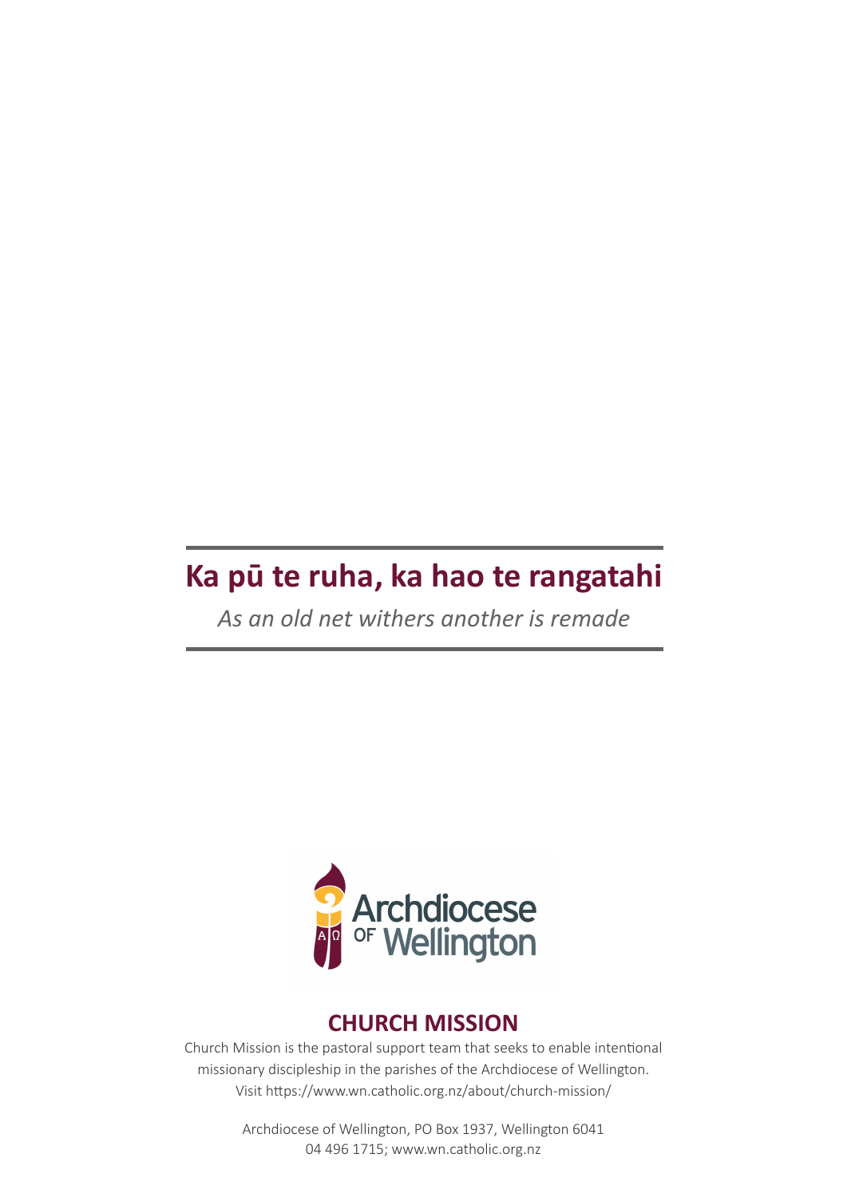## Ka pū te ruha, ka hao te rangatahi

*As an old net withers another is remade*

Archdiocese of Wellington

## CHURCH MISSION

Church Mission is the pastoral support team that seeks to enable intentional missionary discipleship in the parishes of the Archdiocese of Wellington. Visit https://www.wn.catholic.org.nz/about/church-mission/

Archdiocese of Wellington, PO Box 1937, Wellington 6041
04 496 1715; www.wn.catholic.org.nz